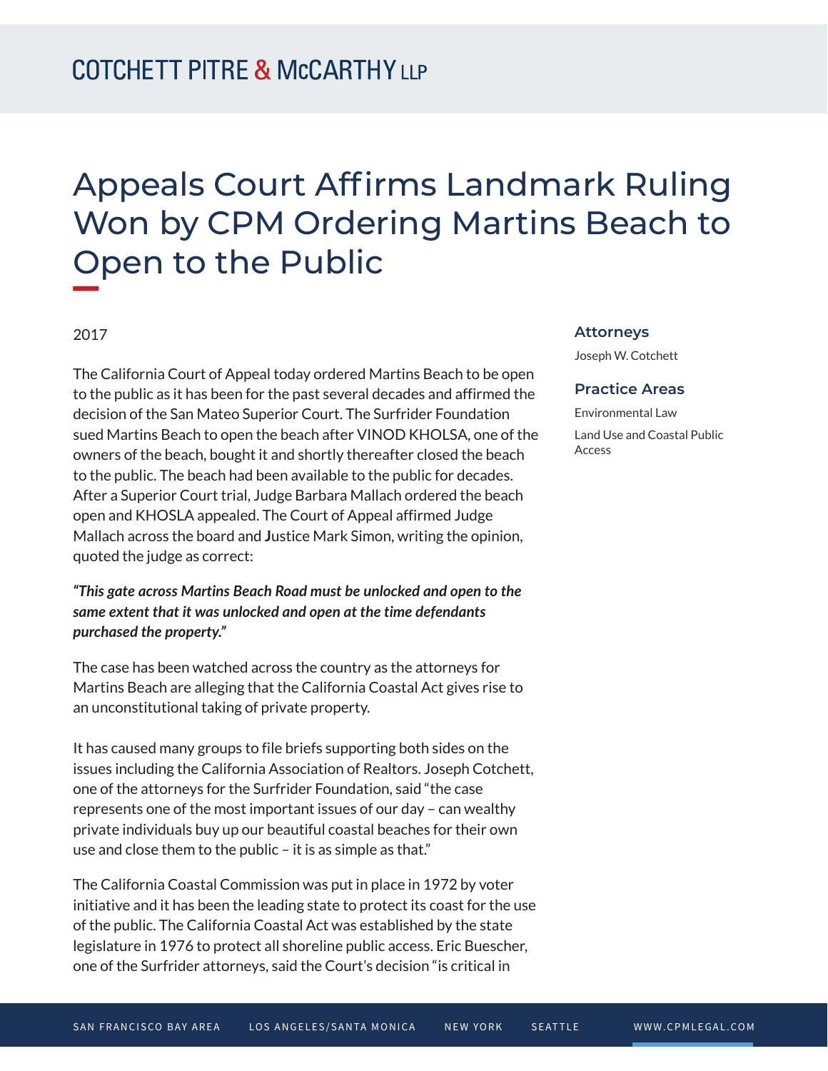# Appeals Court Affirms Landmark Ruling Won by CPM Ordering Martins Beach to Open to the Public

2017

The California Court of Appeal today ordered Martins Beach to be open to the public as it has been for the past several decades and affirmed the decision of the San Mateo Superior Court. The Surfrider Foundation sued Martins Beach to open the beach after VINOD KHOLSA, one of the owners of the beach, bought it and shortly thereafter closed the beach to the public. The beach had been available to the public for decades. After a Superior Court trial, Judge Barbara Mallach ordered the beach open and KHOSLA appealed. The Court of Appeal affirmed Judge Mallach across the board and Justice Mark Simon, writing the opinion, quoted the judge as correct:

***"This gate across Martins Beach Road must be unlocked and open to the same extent that it was unlocked and open at the time defendants purchased the property."***

The case has been watched across the country as the attorneys for Martins Beach are alleging that the California Coastal Act gives rise to an unconstitutional taking of private property.

It has caused many groups to file briefs supporting both sides on the issues including the California Association of Realtors. Joseph Cotchett, one of the attorneys for the Surfrider Foundation, said "the case represents one of the most important issues of our day – can wealthy private individuals buy up our beautiful coastal beaches for their own use and close them to the public – it is as simple as that."

The California Coastal Commission was put in place in 1972 by voter initiative and it has been the leading state to protect its coast for the use of the public. The California Coastal Act was established by the state legislature in 1976 to protect all shoreline public access. Eric Buescher, one of the Surfrider attorneys, said the Court's decision "is critical in

### Attorneys

Joseph W. Cotchett

### Practice Areas

Environmental Law

Land Use and Coastal Public Access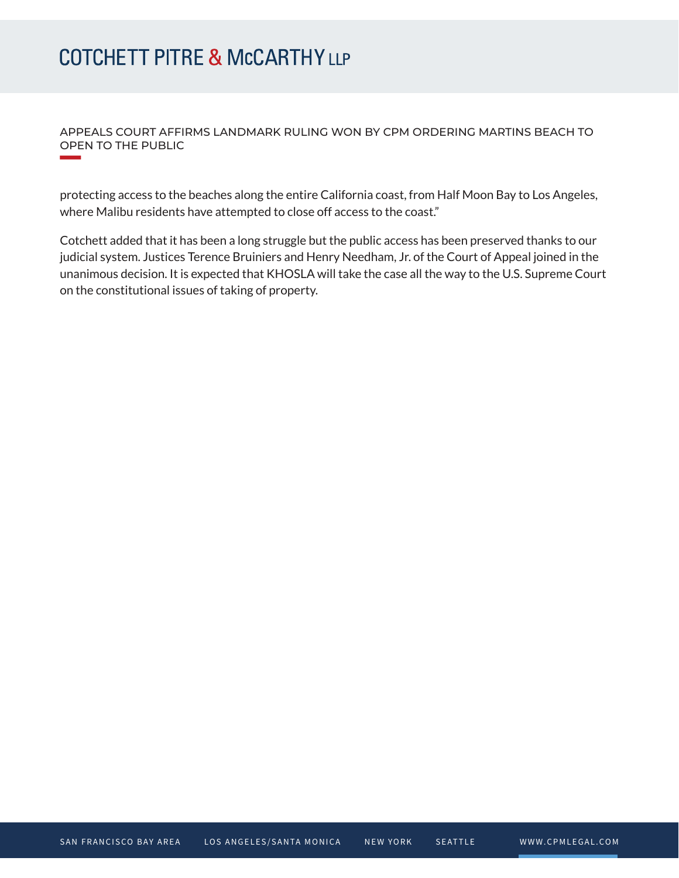protecting access to the beaches along the entire California coast, from Half Moon Bay to Los Angeles, where Malibu residents have attempted to close off access to the coast."

Cotchett added that it has been a long struggle but the public access has been preserved thanks to our judicial system. Justices Terence Bruiniers and Henry Needham, Jr. of the Court of Appeal joined in the unanimous decision. It is expected that KHOSLA will take the case all the way to the U.S. Supreme Court on the constitutional issues of taking of property.